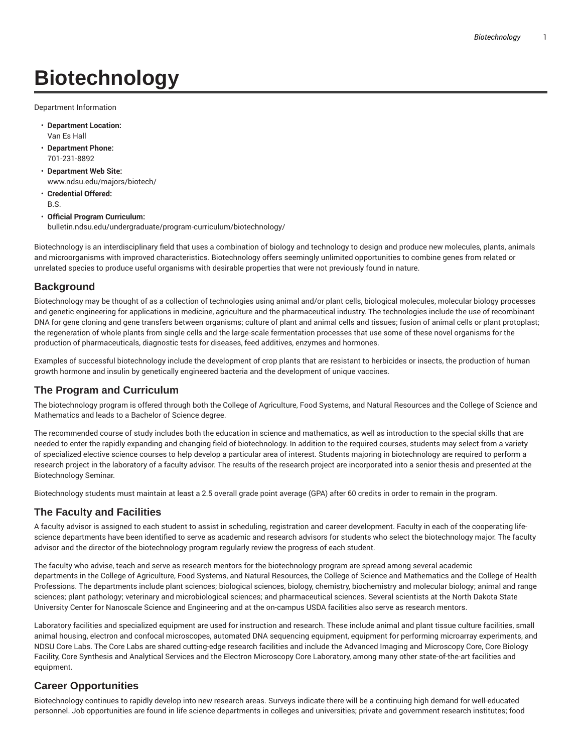# Biotechnology

Department Information

- **Department Location:**
  Van Es Hall
- **Department Phone:**
  701-231-8892
- **Department Web Site:**
  www.ndsu.edu/majors/biotech/
- **Credential Offered:**
  B.S.
- **Official Program Curriculum:**
  bulletin.ndsu.edu/undergraduate/program-curriculum/biotechnology/

Biotechnology is an interdisciplinary field that uses a combination of biology and technology to design and produce new molecules, plants, animals and microorganisms with improved characteristics. Biotechnology offers seemingly unlimited opportunities to combine genes from related or unrelated species to produce useful organisms with desirable properties that were not previously found in nature.

## Background

Biotechnology may be thought of as a collection of technologies using animal and/or plant cells, biological molecules, molecular biology processes and genetic engineering for applications in medicine, agriculture and the pharmaceutical industry. The technologies include the use of recombinant DNA for gene cloning and gene transfers between organisms; culture of plant and animal cells and tissues; fusion of animal cells or plant protoplast; the regeneration of whole plants from single cells and the large-scale fermentation processes that use some of these novel organisms for the production of pharmaceuticals, diagnostic tests for diseases, feed additives, enzymes and hormones.

Examples of successful biotechnology include the development of crop plants that are resistant to herbicides or insects, the production of human growth hormone and insulin by genetically engineered bacteria and the development of unique vaccines.

## The Program and Curriculum

The biotechnology program is offered through both the College of Agriculture, Food Systems, and Natural Resources and the College of Science and Mathematics and leads to a Bachelor of Science degree.

The recommended course of study includes both the education in science and mathematics, as well as introduction to the special skills that are needed to enter the rapidly expanding and changing field of biotechnology. In addition to the required courses, students may select from a variety of specialized elective science courses to help develop a particular area of interest. Students majoring in biotechnology are required to perform a research project in the laboratory of a faculty advisor. The results of the research project are incorporated into a senior thesis and presented at the Biotechnology Seminar.

Biotechnology students must maintain at least a 2.5 overall grade point average (GPA) after 60 credits in order to remain in the program.

## The Faculty and Facilities

A faculty advisor is assigned to each student to assist in scheduling, registration and career development. Faculty in each of the cooperating life-science departments have been identified to serve as academic and research advisors for students who select the biotechnology major. The faculty advisor and the director of the biotechnology program regularly review the progress of each student.

The faculty who advise, teach and serve as research mentors for the biotechnology program are spread among several academic departments in the College of Agriculture, Food Systems, and Natural Resources, the College of Science and Mathematics and the College of Health Professions. The departments include plant sciences; biological sciences, biology, chemistry, biochemistry and molecular biology; animal and range sciences; plant pathology; veterinary and microbiological sciences; and pharmaceutical sciences. Several scientists at the North Dakota State University Center for Nanoscale Science and Engineering and at the on-campus USDA facilities also serve as research mentors.

Laboratory facilities and specialized equipment are used for instruction and research. These include animal and plant tissue culture facilities, small animal housing, electron and confocal microscopes, automated DNA sequencing equipment, equipment for performing microarray experiments, and NDSU Core Labs. The Core Labs are shared cutting-edge research facilities and include the Advanced Imaging and Microscopy Core, Core Biology Facility, Core Synthesis and Analytical Services and the Electron Microscopy Core Laboratory, among many other state-of-the-art facilities and equipment.

## Career Opportunities

Biotechnology continues to rapidly develop into new research areas. Surveys indicate there will be a continuing high demand for well-educated personnel. Job opportunities are found in life science departments in colleges and universities; private and government research institutes; food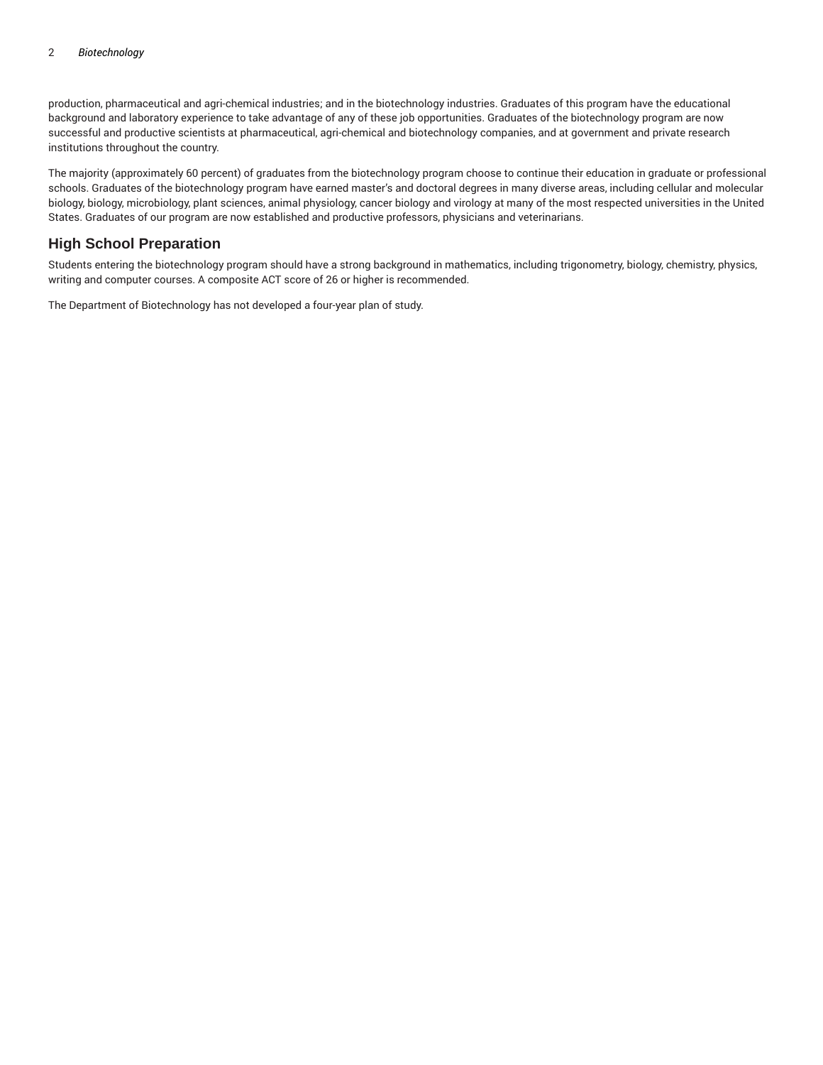production, pharmaceutical and agri-chemical industries; and in the biotechnology industries. Graduates of this program have the educational background and laboratory experience to take advantage of any of these job opportunities. Graduates of the biotechnology program are now successful and productive scientists at pharmaceutical, agri-chemical and biotechnology companies, and at government and private research institutions throughout the country.

The majority (approximately 60 percent) of graduates from the biotechnology program choose to continue their education in graduate or professional schools. Graduates of the biotechnology program have earned master's and doctoral degrees in many diverse areas, including cellular and molecular biology, biology, microbiology, plant sciences, animal physiology, cancer biology and virology at many of the most respected universities in the United States. Graduates of our program are now established and productive professors, physicians and veterinarians.

## High School Preparation

Students entering the biotechnology program should have a strong background in mathematics, including trigonometry, biology, chemistry, physics, writing and computer courses. A composite ACT score of 26 or higher is recommended.

The Department of Biotechnology has not developed a four-year plan of study.